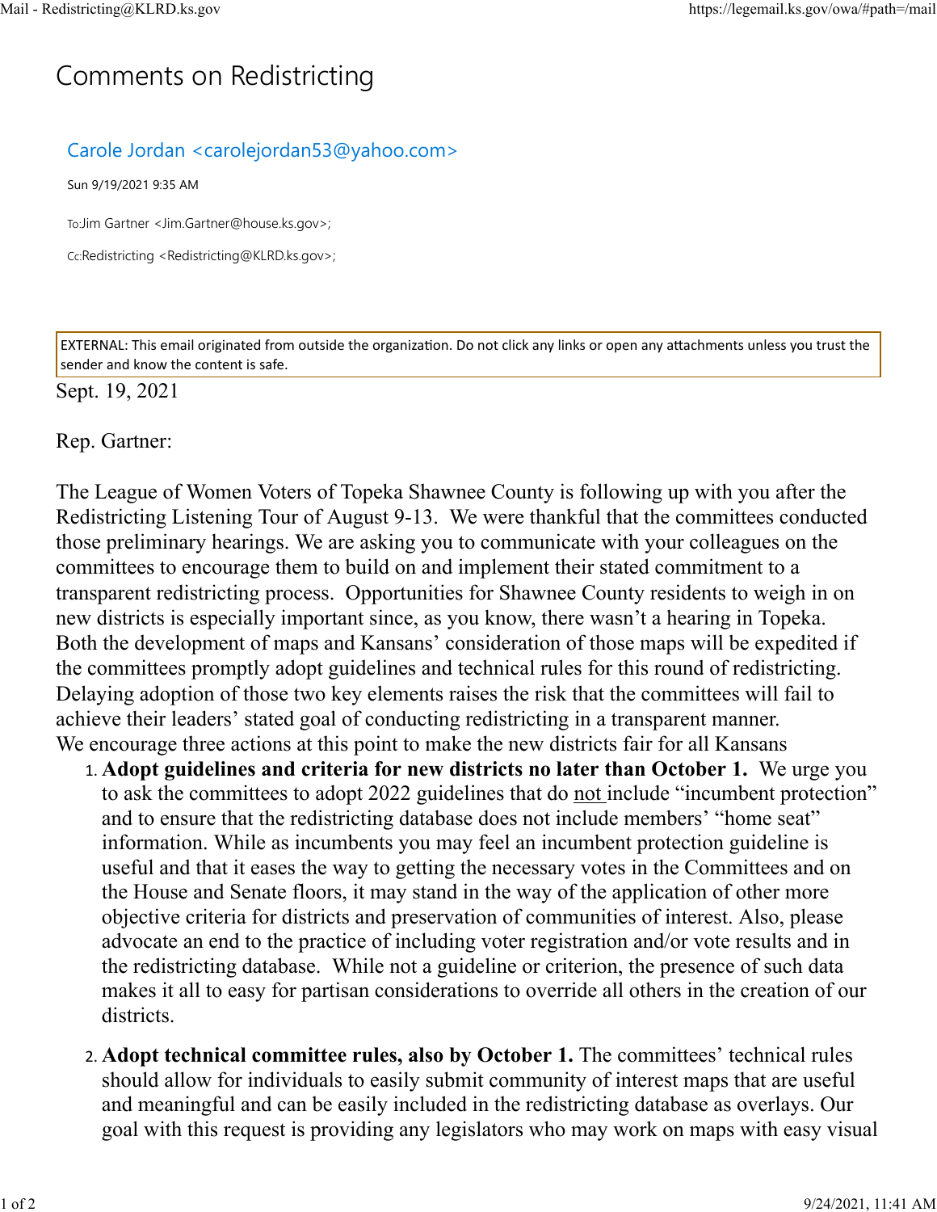# Comments on Redistricting

Carole Jordan <carolejordan53@yahoo.com>

Sun 9/19/2021 9:35 AM

To:Jim Gartner <Jim.Gartner@house.ks.gov>;

Cc:Redistricting <Redistricting@KLRD.ks.gov>;

EXTERNAL: This email originated from outside the organization. Do not click any links or open any attachments unless you trust the sender and know the content is safe.

Sept. 19, 2021

Rep. Gartner:

The League of Women Voters of Topeka Shawnee County is following up with you after the Redistricting Listening Tour of August 9-13. We were thankful that the committees conducted those preliminary hearings. We are asking you to communicate with your colleagues on the committees to encourage them to build on and implement their stated commitment to a transparent redistricting process. Opportunities for Shawnee County residents to weigh in on new districts is especially important since, as you know, there wasn't a hearing in Topeka. Both the development of maps and Kansans' consideration of those maps will be expedited if the committees promptly adopt guidelines and technical rules for this round of redistricting. Delaying adoption of those two key elements raises the risk that the committees will fail to achieve their leaders' stated goal of conducting redistricting in a transparent manner.
We encourage three actions at this point to make the new districts fair for all Kansans

1. **Adopt guidelines and criteria for new districts no later than October 1.** We urge you to ask the committees to adopt 2022 guidelines that do not include "incumbent protection" and to ensure that the redistricting database does not include members' "home seat" information. While as incumbents you may feel an incumbent protection guideline is useful and that it eases the way to getting the necessary votes in the Committees and on the House and Senate floors, it may stand in the way of the application of other more objective criteria for districts and preservation of communities of interest. Also, please advocate an end to the practice of including voter registration and/or vote results and in the redistricting database. While not a guideline or criterion, the presence of such data makes it all to easy for partisan considerations to override all others in the creation of our districts.

2. **Adopt technical committee rules, also by October 1.** The committees' technical rules should allow for individuals to easily submit community of interest maps that are useful and meaningful and can be easily included in the redistricting database as overlays. Our goal with this request is providing any legislators who may work on maps with easy visual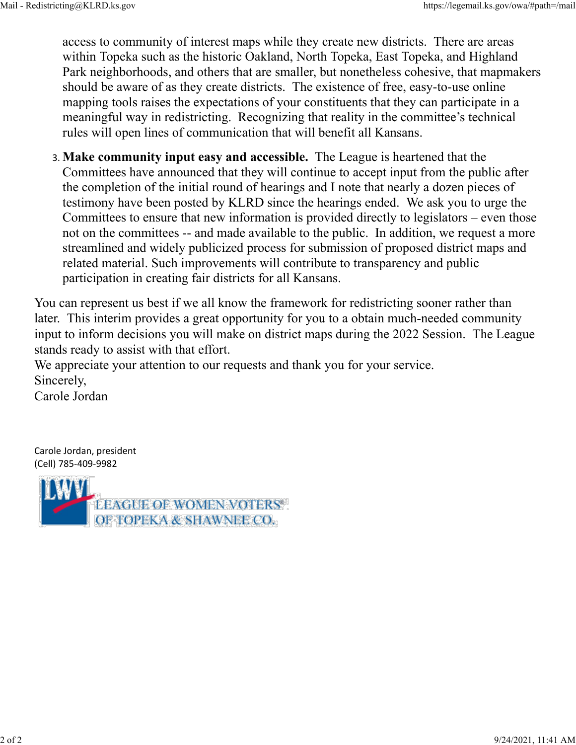access to community of interest maps while they create new districts. There are areas within Topeka such as the historic Oakland, North Topeka, East Topeka, and Highland Park neighborhoods, and others that are smaller, but nonetheless cohesive, that mapmakers should be aware of as they create districts. The existence of free, easy-to-use online mapping tools raises the expectations of your constituents that they can participate in a meaningful way in redistricting. Recognizing that reality in the committee's technical rules will open lines of communication that will benefit all Kansans.

3. **Make community input easy and accessible.** The League is heartened that the Committees have announced that they will continue to accept input from the public after the completion of the initial round of hearings and I note that nearly a dozen pieces of testimony have been posted by KLRD since the hearings ended. We ask you to urge the Committees to ensure that new information is provided directly to legislators – even those not on the committees -- and made available to the public. In addition, we request a more streamlined and widely publicized process for submission of proposed district maps and related material. Such improvements will contribute to transparency and public participation in creating fair districts for all Kansans.

You can represent us best if we all know the framework for redistricting sooner rather than later. This interim provides a great opportunity for you to a obtain much-needed community input to inform decisions you will make on district maps during the 2022 Session. The League stands ready to assist with that effort.
We appreciate your attention to our requests and thank you for your service.
Sincerely,
Carole Jordan

Carole Jordan, president
(Cell) 785-409-9982

LWV LEAGUE OF WOMEN VOTERS® OF TOPEKA & SHAWNEE CO.